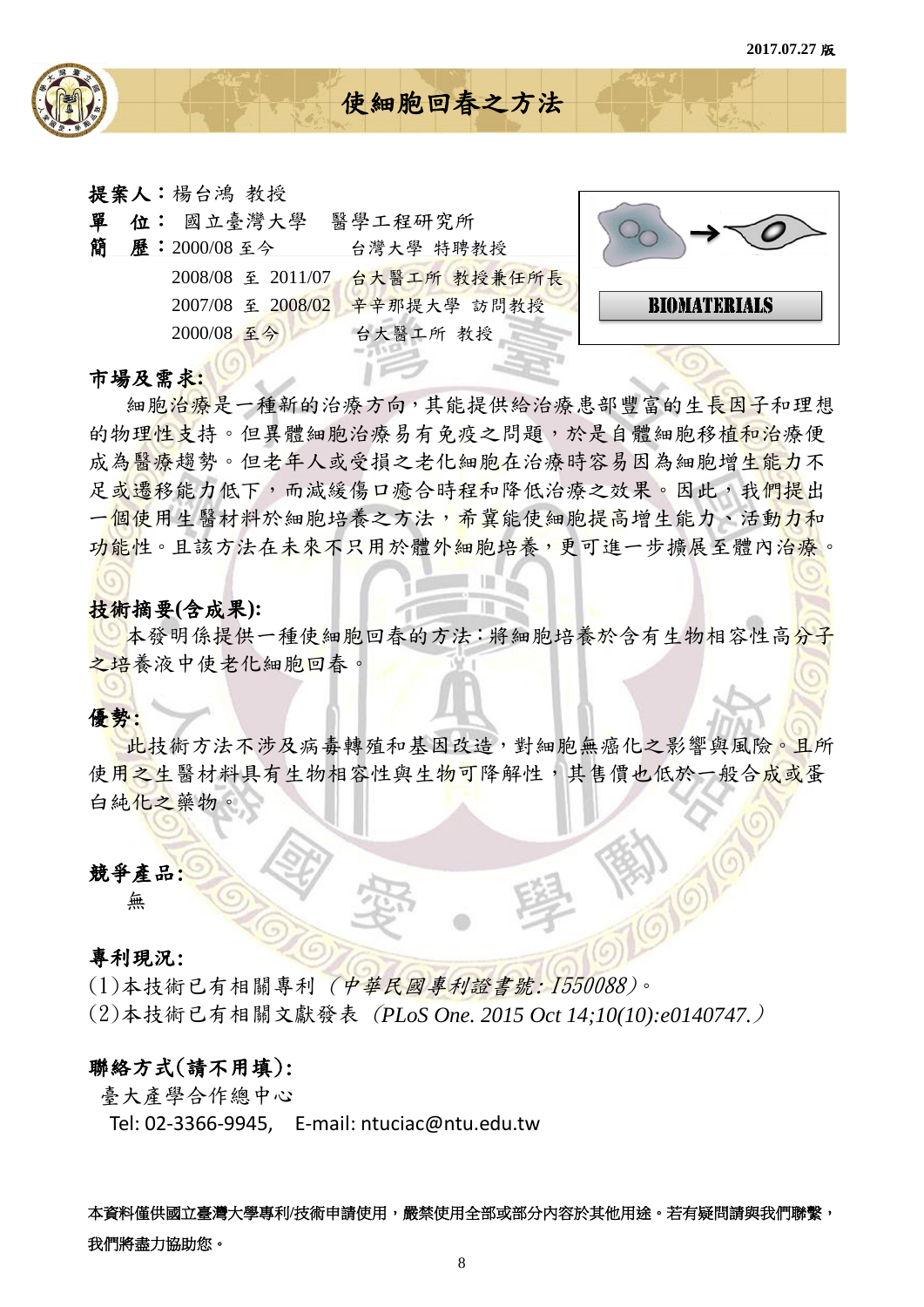# 使細胞回春之方法

**提案人：**楊台鴻 教授

**單　位：** 國立臺灣大學　醫學工程研究所

**簡　歷：**2000/08 至今　　　　台灣大學 特聘教授

2008/08 至 2011/07　台大醫工所 教授兼任所長

2007/08 至 2008/02　辛辛那提大學 訪問教授

2000/08 至今　　　　台大醫工所 教授

BIOMATERIALS

## 市場及需求:

細胞治療是一種新的治療方向，其能提供給治療患部豐富的生長因子和理想的物理性支持。但異體細胞治療易有免疫之問題，於是自體細胞移植和治療便成為醫療趨勢。但老年人或受損之老化細胞在治療時容易因為細胞增生能力不足或遷移能力低下，而減緩傷口癒合時程和降低治療之效果。因此，我們提出一個使用生醫材料於細胞培養之方法，希冀能使細胞提高增生能力、活動力和功能性。且該方法在未來不只用於體外細胞培養，更可進一步擴展至體內治療。

## 技術摘要(含成果):

本發明係提供一種使細胞回春的方法：將細胞培養於含有生物相容性高分子之培養液中使老化細胞回春。

## 優勢:

此技術方法不涉及病毒轉殖和基因改造，對細胞無癌化之影響與風險。且所使用之生醫材料具有生物相容性與生物可降解性，其售價也低於一般合成或蛋白純化之藥物。

## 競爭產品:

無

## 專利現況:

(1)本技術已有相關專利 *(中華民國專利證書號: I550088)*。

(2)本技術已有相關文獻發表 *(PLoS One. 2015 Oct 14;10(10):e0140747.)*

## 聯絡方式(請不用填):

臺大產學合作總中心

Tel: 02-3366-9945, E-mail: ntuciac@ntu.edu.tw

本資料僅供國立臺灣大學專利/技術申請使用，嚴禁使用全部或部分內容於其他用途。若有疑問請與我們聯繫，我們將盡力協助您。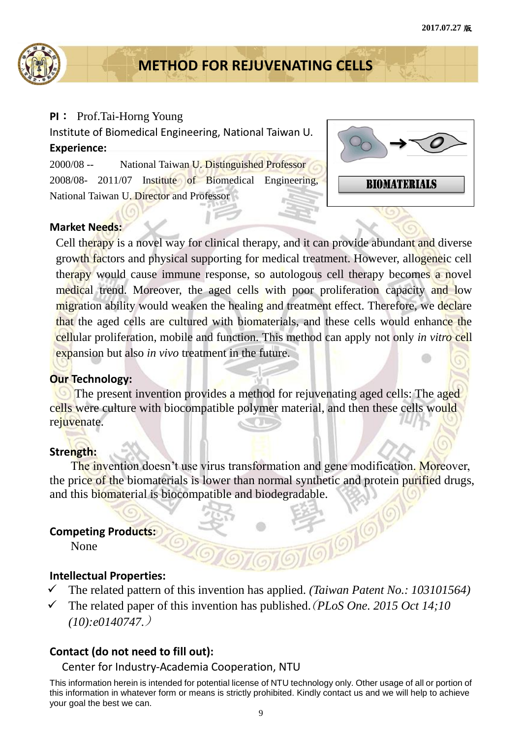# METHOD FOR REJUVENATING CELLS

**PI：** Prof.Tai-Horng Young

Institute of Biomedical Engineering, National Taiwan U.

**Experience:**

2000/08 -- National Taiwan U. Distinguished Professor

2008/08- 2011/07 Institute of Biomedical Engineering, National Taiwan U. Director and Professor

BIOMATERIALS

**Market Needs:**

Cell therapy is a novel way for clinical therapy, and it can provide abundant and diverse growth factors and physical supporting for medical treatment. However, allogeneic cell therapy would cause immune response, so autologous cell therapy becomes a novel medical trend. Moreover, the aged cells with poor proliferation capacity and low migration ability would weaken the healing and treatment effect. Therefore, we declare that the aged cells are cultured with biomaterials, and these cells would enhance the cellular proliferation, mobile and function. This method can apply not only *in vitro* cell expansion but also *in vivo* treatment in the future.

**Our Technology:**

The present invention provides a method for rejuvenating aged cells: The aged cells were culture with biocompatible polymer material, and then these cells would rejuvenate.

**Strength:**

The invention doesn't use virus transformation and gene modification. Moreover, the price of the biomaterials is lower than normal synthetic and protein purified drugs, and this biomaterial is biocompatible and biodegradable.

**Competing Products:**

None

**Intellectual Properties:**

- ✓ The related pattern of this invention has applied. *(Taiwan Patent No.: 103101564)*
- ✓ The related paper of this invention has published.*（PLoS One. 2015 Oct 14;10 (10):e0140747.）*

**Contact (do not need to fill out):**

Center for Industry-Academia Cooperation, NTU

This information herein is intended for potential license of NTU technology only. Other usage of all or portion of this information in whatever form or means is strictly prohibited. Kindly contact us and we will help to achieve your goal the best we can.